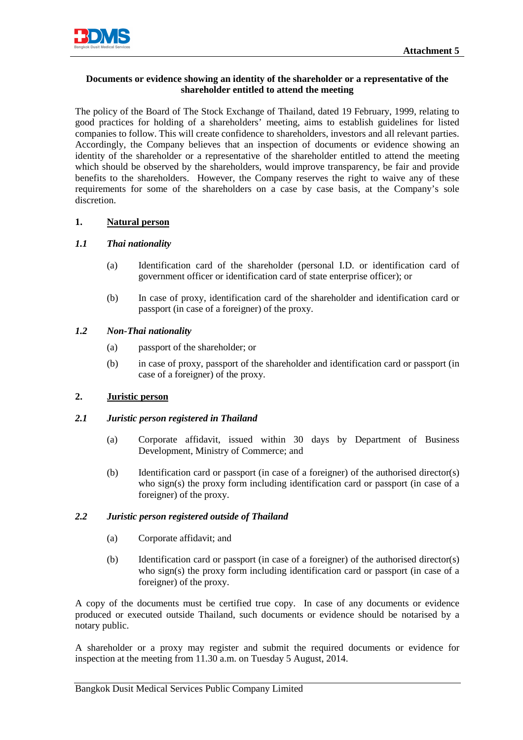Attachment 5

**Documents or evidence showing an identity of the shareholder or a representative of the shareholder entitled to attend the meeting**

The policy of the Board of The Stock Exchange of Thailand, dated 19 February, 1999, relating to good practices for holding of a shareholders' meeting, aims to establish guidelines for listed companies to follow. This will create confidence to shareholders, investors and all relevant parties. Accordingly, the Company believes that an inspection of documents or evidence showing an identity of the shareholder or a representative of the shareholder entitled to attend the meeting which should be observed by the shareholders, would improve transparency, be fair and provide benefits to the shareholders. However, the Company reserves the right to waive any of these requirements for some of the shareholders on a case by case basis, at the Company's sole discretion.

**1. <u>Natural person</u>**

***1.1 Thai nationality***

(a) Identification card of the shareholder (personal I.D. or identification card of government officer or identification card of state enterprise officer); or

(b) In case of proxy, identification card of the shareholder and identification card or passport (in case of a foreigner) of the proxy.

***1.2 Non-Thai nationality***

(a) passport of the shareholder; or

(b) in case of proxy, passport of the shareholder and identification card or passport (in case of a foreigner) of the proxy.

**2. <u>Juristic person</u>**

***2.1 Juristic person registered in Thailand***

(a) Corporate affidavit, issued within 30 days by Department of Business Development, Ministry of Commerce; and

(b) Identification card or passport (in case of a foreigner) of the authorised director(s) who sign(s) the proxy form including identification card or passport (in case of a foreigner) of the proxy.

***2.2 Juristic person registered outside of Thailand***

(a) Corporate affidavit; and

(b) Identification card or passport (in case of a foreigner) of the authorised director(s) who sign(s) the proxy form including identification card or passport (in case of a foreigner) of the proxy.

A copy of the documents must be certified true copy. In case of any documents or evidence produced or executed outside Thailand, such documents or evidence should be notarised by a notary public.

A shareholder or a proxy may register and submit the required documents or evidence for inspection at the meeting from 11.30 a.m. on Tuesday 5 August, 2014.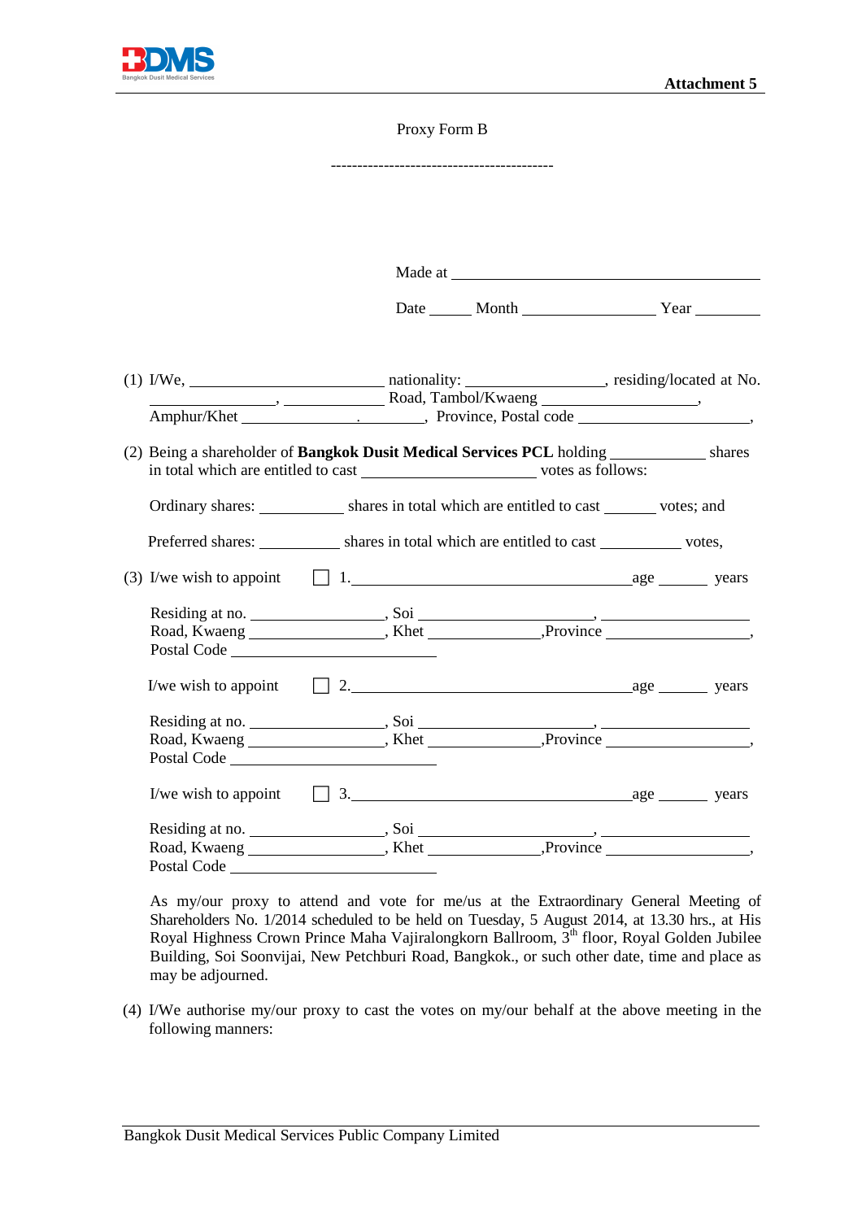**Attachment 5**

Proxy Form B

-----------------------------------------

Made at ______________________________________

Date _____ Month ________________ Year ________

(1) I/We, ________________________ nationality: ________________, residing/located at No. _______________, ____________ Road, Tambol/Kwaeng __________________, Amphur/Khet _______________.________, Province, Postal code ______________________,

(2) Being a shareholder of **Bangkok Dusit Medical Services PCL** holding ____________ shares in total which are entitled to cast ______________________ votes as follows:

Ordinary shares: __________ shares in total which are entitled to cast ______ votes; and

Preferred shares: __________ shares in total which are entitled to cast __________ votes,

(3) I/we wish to appoint ☐ 1.___________________________________age ______ years

Residing at no. ________________, Soi ____________________, __________________ Road, Kwaeng ________________, Khet ______________,Province __________________, Postal Code ________________________

I/we wish to appoint ☐ 2.___________________________________age ______ years

Residing at no. ________________, Soi ____________________, __________________ Road, Kwaeng ________________, Khet ______________,Province __________________, Postal Code ________________________

I/we wish to appoint ☐ 3.___________________________________age ______ years

Residing at no. ________________, Soi ____________________, __________________ Road, Kwaeng ________________, Khet ______________,Province __________________, Postal Code ________________________

As my/our proxy to attend and vote for me/us at the Extraordinary General Meeting of Shareholders No. 1/2014 scheduled to be held on Tuesday, 5 August 2014, at 13.30 hrs., at His Royal Highness Crown Prince Maha Vajiralongkorn Ballroom, 3rd floor, Royal Golden Jubilee Building, Soi Soonvijai, New Petchburi Road, Bangkok., or such other date, time and place as may be adjourned.

(4) I/We authorise my/our proxy to cast the votes on my/our behalf at the above meeting in the following manners: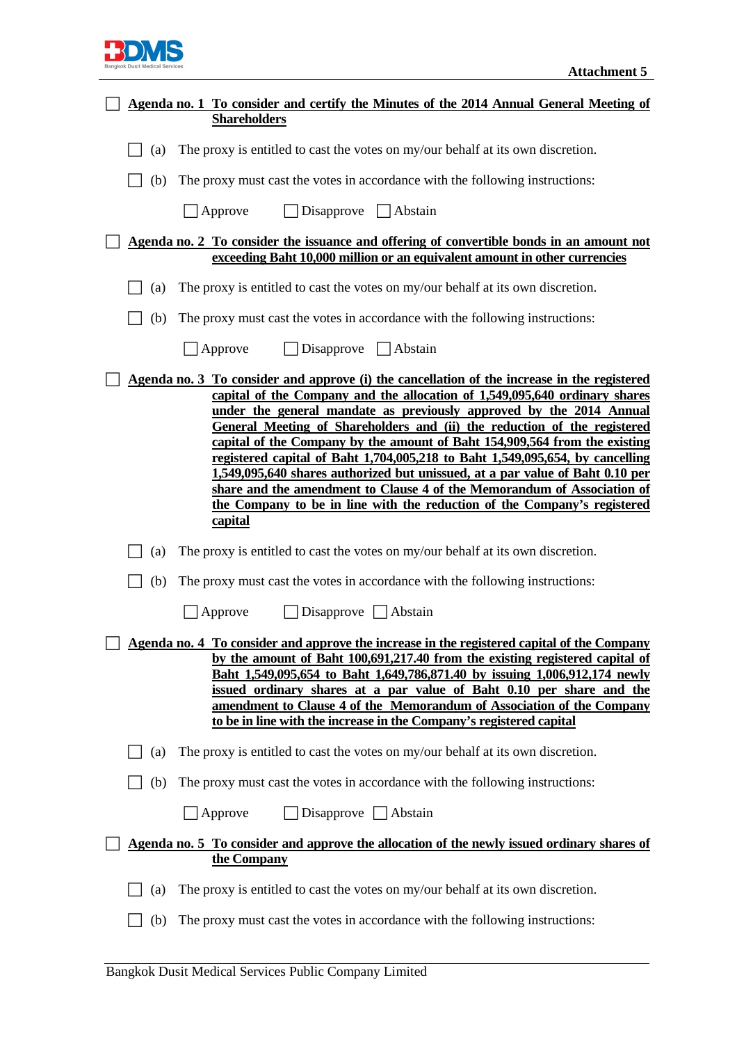**Attachment 5**

☐ **Agenda no. 1 To consider and certify the Minutes of the 2014 Annual General Meeting of Shareholders**

☐ (a) The proxy is entitled to cast the votes on my/our behalf at its own discretion.

☐ (b) The proxy must cast the votes in accordance with the following instructions:

☐ Approve ☐ Disapprove ☐ Abstain

☐ **Agenda no. 2 To consider the issuance and offering of convertible bonds in an amount not exceeding Baht 10,000 million or an equivalent amount in other currencies**

☐ (a) The proxy is entitled to cast the votes on my/our behalf at its own discretion.

☐ (b) The proxy must cast the votes in accordance with the following instructions:

☐ Approve ☐ Disapprove ☐ Abstain

☐ **Agenda no. 3 To consider and approve (i) the cancellation of the increase in the registered capital of the Company and the allocation of 1,549,095,640 ordinary shares under the general mandate as previously approved by the 2014 Annual General Meeting of Shareholders and (ii) the reduction of the registered capital of the Company by the amount of Baht 154,909,564 from the existing registered capital of Baht 1,704,005,218 to Baht 1,549,095,654, by cancelling 1,549,095,640 shares authorized but unissued, at a par value of Baht 0.10 per share and the amendment to Clause 4 of the Memorandum of Association of the Company to be in line with the reduction of the Company's registered capital**

☐ (a) The proxy is entitled to cast the votes on my/our behalf at its own discretion.

☐ (b) The proxy must cast the votes in accordance with the following instructions:

☐ Approve ☐ Disapprove ☐ Abstain

☐ **Agenda no. 4 To consider and approve the increase in the registered capital of the Company by the amount of Baht 100,691,217.40 from the existing registered capital of Baht 1,549,095,654 to Baht 1,649,786,871.40 by issuing 1,006,912,174 newly issued ordinary shares at a par value of Baht 0.10 per share and the amendment to Clause 4 of the Memorandum of Association of the Company to be in line with the increase in the Company's registered capital**

☐ (a) The proxy is entitled to cast the votes on my/our behalf at its own discretion.

☐ (b) The proxy must cast the votes in accordance with the following instructions:

☐ Approve ☐ Disapprove ☐ Abstain

☐ **Agenda no. 5 To consider and approve the allocation of the newly issued ordinary shares of the Company**

☐ (a) The proxy is entitled to cast the votes on my/our behalf at its own discretion.

☐ (b) The proxy must cast the votes in accordance with the following instructions: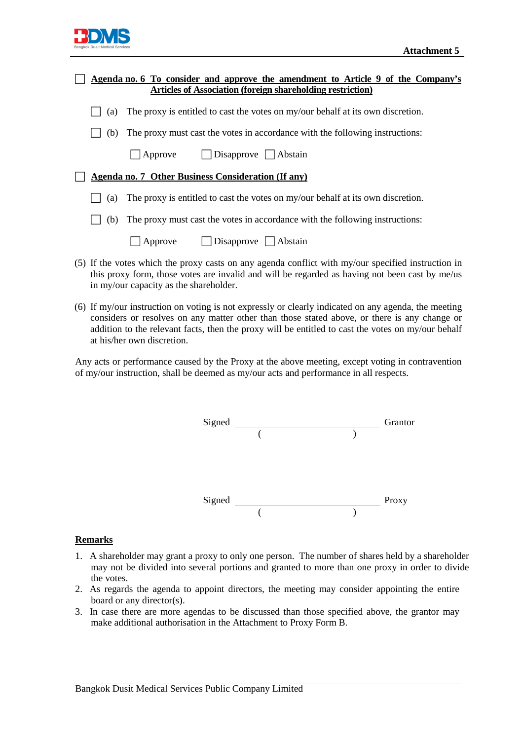☐ **<u>Agenda no. 6 To consider and approve the amendment to Article 9 of the Company's Articles of Association (foreign shareholding restriction)</u>**

☐ (a) The proxy is entitled to cast the votes on my/our behalf at its own discretion.

☐ (b) The proxy must cast the votes in accordance with the following instructions:

☐ Approve ☐ Disapprove ☐ Abstain

☐ **<u>Agenda no. 7 Other Business Consideration (If any)</u>**

☐ (a) The proxy is entitled to cast the votes on my/our behalf at its own discretion.

☐ (b) The proxy must cast the votes in accordance with the following instructions:

☐ Approve ☐ Disapprove ☐ Abstain

(5) If the votes which the proxy casts on any agenda conflict with my/our specified instruction in this proxy form, those votes are invalid and will be regarded as having not been cast by me/us in my/our capacity as the shareholder.

(6) If my/our instruction on voting is not expressly or clearly indicated on any agenda, the meeting considers or resolves on any matter other than those stated above, or there is any change or addition to the relevant facts, then the proxy will be entitled to cast the votes on my/our behalf at his/her own discretion.

Any acts or performance caused by the Proxy at the above meeting, except voting in contravention of my/our instruction, shall be deemed as my/our acts and performance in all respects.

Signed ______________________________ Grantor
( )

Signed ______________________________ Proxy
( )

**<u>Remarks</u>**

1. A shareholder may grant a proxy to only one person. The number of shares held by a shareholder may not be divided into several portions and granted to more than one proxy in order to divide the votes.
2. As regards the agenda to appoint directors, the meeting may consider appointing the entire board or any director(s).
3. In case there are more agendas to be discussed than those specified above, the grantor may make additional authorisation in the Attachment to Proxy Form B.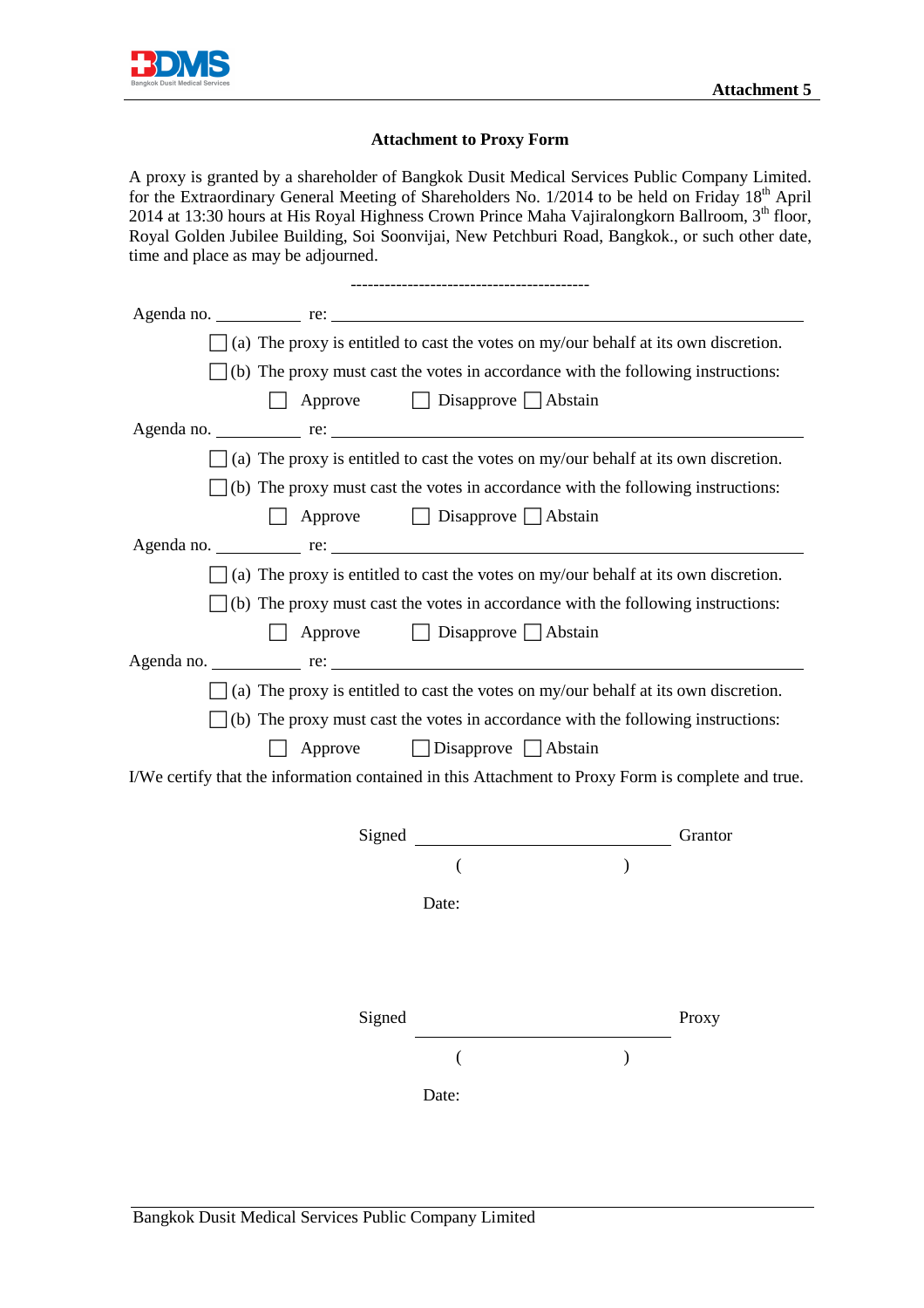Attachment 5

## Attachment to Proxy Form

A proxy is granted by a shareholder of Bangkok Dusit Medical Services Public Company Limited. for the Extraordinary General Meeting of Shareholders No. 1/2014 to be held on Friday 18th April 2014 at 13:30 hours at His Royal Highness Crown Prince Maha Vajiralongkorn Ballroom, 3rd floor, Royal Golden Jubilee Building, Soi Soonvijai, New Petchburi Road, Bangkok., or such other date, time and place as may be adjourned.

------------------------------------------

Agenda no. __________ re: ________________________________________

☐ (a) The proxy is entitled to cast the votes on my/our behalf at its own discretion.

☐ (b) The proxy must cast the votes in accordance with the following instructions:

☐ Approve ☐ Disapprove ☐ Abstain

Agenda no. __________ re: ________________________________________

☐ (a) The proxy is entitled to cast the votes on my/our behalf at its own discretion.

☐ (b) The proxy must cast the votes in accordance with the following instructions:

☐ Approve ☐ Disapprove ☐ Abstain

Agenda no. __________ re: ________________________________________

☐ (a) The proxy is entitled to cast the votes on my/our behalf at its own discretion.

☐ (b) The proxy must cast the votes in accordance with the following instructions:

☐ Approve ☐ Disapprove ☐ Abstain

Agenda no. __________ re: ________________________________________

☐ (a) The proxy is entitled to cast the votes on my/our behalf at its own discretion.

☐ (b) The proxy must cast the votes in accordance with the following instructions:

☐ Approve ☐ Disapprove ☐ Abstain

I/We certify that the information contained in this Attachment to Proxy Form is complete and true.

Signed ______________________________ Grantor

( )

Date:

Signed ______________________________ Proxy

( )

Date: